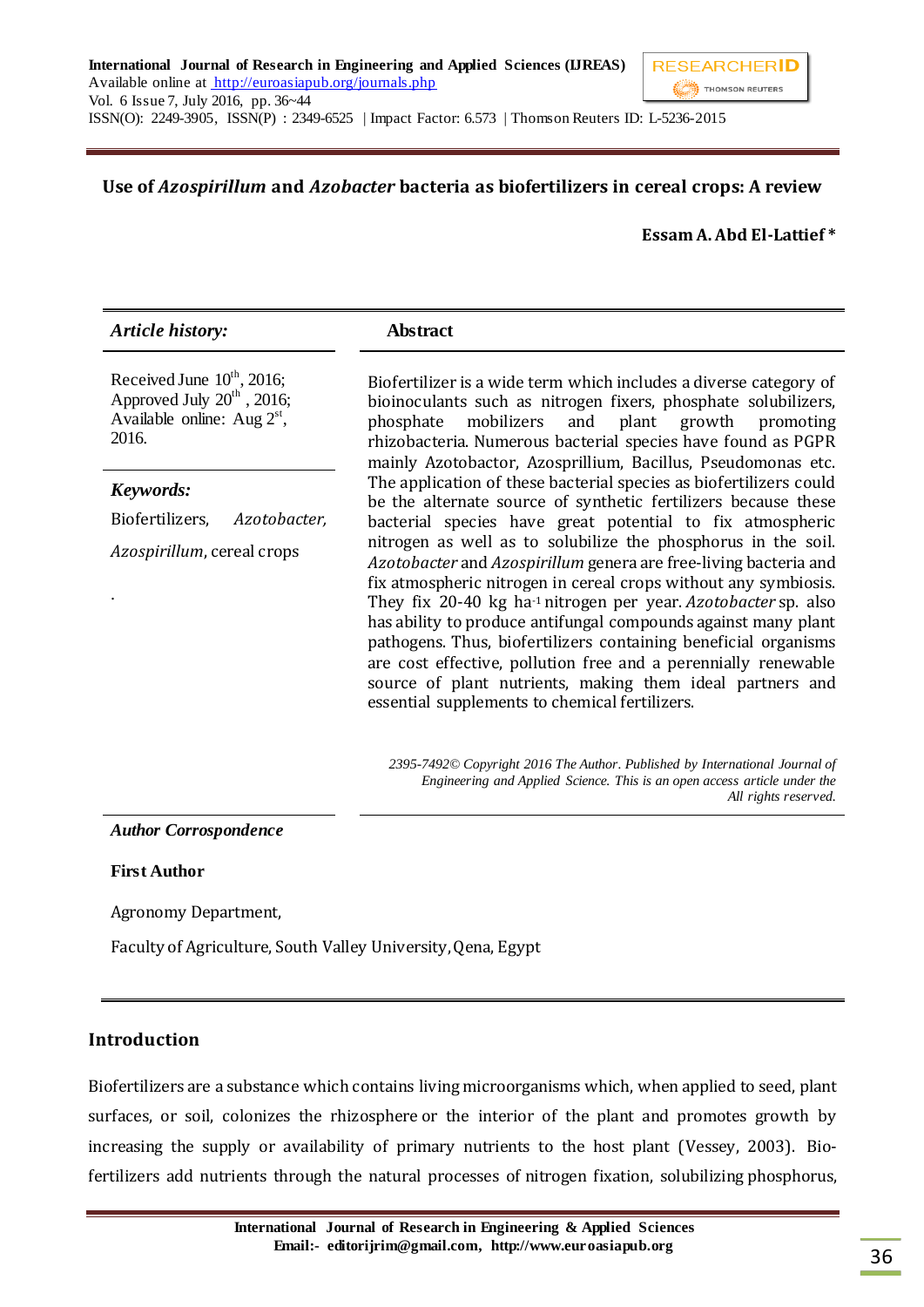# Use of *Azospirillum* and *Azobacter* bacteria as biofertilizers in cereal crops: A review

**Essam A. Abd El-Lattief \***

| *Article history:* | **Abstract** |
|---|---|
| Received June 10th, 2016; Approved July 20th , 2016; Available online: Aug 2st, 2016. | Biofertilizer is a wide term which includes a diverse category of bioinoculants such as nitrogen fixers, phosphate solubilizers, phosphate mobilizers and plant growth promoting rhizobacteria. Numerous bacterial species have found as PGPR mainly Azotobactor, Azosprillium, Bacillus, Pseudomonas etc. The application of these bacterial species as biofertilizers could be the alternate source of synthetic fertilizers because these bacterial species have great potential to fix atmospheric nitrogen as well as to solubilize the phosphorus in the soil. *Azotobacter* and *Azospirillum* genera are free-living bacteria and fix atmospheric nitrogen in cereal crops without any symbiosis. They fix 20-40 kg $ha^{-1}$ nitrogen per year. *Azotobacter* sp. also has ability to produce antifungal compounds against many plant pathogens. Thus, biofertilizers containing beneficial organisms are cost effective, pollution free and a perennially renewable source of plant nutrients, making them ideal partners and essential supplements to chemical fertilizers. |

***Keywords:***

Biofertilizers, *Azotobacter*, *Azospirillum*, cereal crops

*2395-7492© Copyright 2016 The Author. Published by International Journal of Engineering and Applied Science. This is an open access article under the All rights reserved.*

***Author Corrospondence***

**First Author**

Agronomy Department,

Faculty of Agriculture, South Valley University, Qena, Egypt

## Introduction

Biofertilizers are a substance which contains living microorganisms which, when applied to seed, plant surfaces, or soil, colonizes the rhizosphere or the interior of the plant and promotes growth by increasing the supply or availability of primary nutrients to the host plant (Vessey, 2003). Bio-fertilizers add nutrients through the natural processes of nitrogen fixation, solubilizing phosphorus,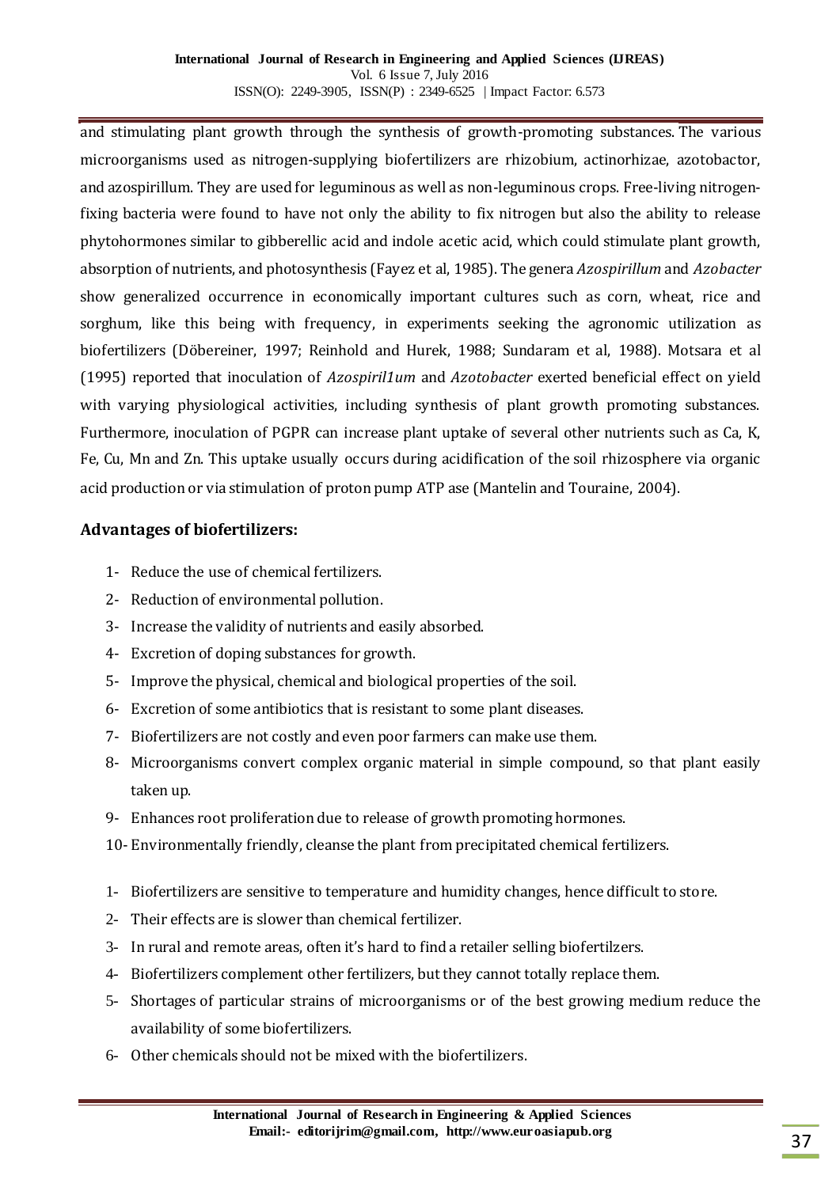and stimulating plant growth through the synthesis of growth-promoting substances. The various microorganisms used as nitrogen-supplying biofertilizers are rhizobium, actinorhizae, azotobactor, and azospirillum. They are used for leguminous as well as non-leguminous crops. Free-living nitrogen-fixing bacteria were found to have not only the ability to fix nitrogen but also the ability to release phytohormones similar to gibberellic acid and indole acetic acid, which could stimulate plant growth, absorption of nutrients, and photosynthesis (Fayez et al, 1985). The genera *Azospirillum* and *Azobacter* show generalized occurrence in economically important cultures such as corn, wheat, rice and sorghum, like this being with frequency, in experiments seeking the agronomic utilization as biofertilizers (Döbereiner, 1997; Reinhold and Hurek, 1988; Sundaram et al, 1988). Motsara et al (1995) reported that inoculation of *Azospiril1um* and *Azotobacter* exerted beneficial effect on yield with varying physiological activities, including synthesis of plant growth promoting substances. Furthermore, inoculation of PGPR can increase plant uptake of several other nutrients such as Ca, K, Fe, Cu, Mn and Zn. This uptake usually occurs during acidification of the soil rhizosphere via organic acid production or via stimulation of proton pump ATP ase (Mantelin and Touraine, 2004).

## Advantages of biofertilizers:

1- Reduce the use of chemical fertilizers.
2- Reduction of environmental pollution.
3- Increase the validity of nutrients and easily absorbed.
4- Excretion of doping substances for growth.
5- Improve the physical, chemical and biological properties of the soil.
6- Excretion of some antibiotics that is resistant to some plant diseases.
7- Biofertilizers are not costly and even poor farmers can make use them.
8- Microorganisms convert complex organic material in simple compound, so that plant easily taken up.
9- Enhances root proliferation due to release of growth promoting hormones.
10- Environmentally friendly, cleanse the plant from precipitated chemical fertilizers.

1- Biofertilizers are sensitive to temperature and humidity changes, hence difficult to store.
2- Their effects are is slower than chemical fertilizer.
3- In rural and remote areas, often it's hard to find a retailer selling biofertilzers.
4- Biofertilizers complement other fertilizers, but they cannot totally replace them.
5- Shortages of particular strains of microorganisms or of the best growing medium reduce the availability of some biofertilizers.
6- Other chemicals should not be mixed with the biofertilizers.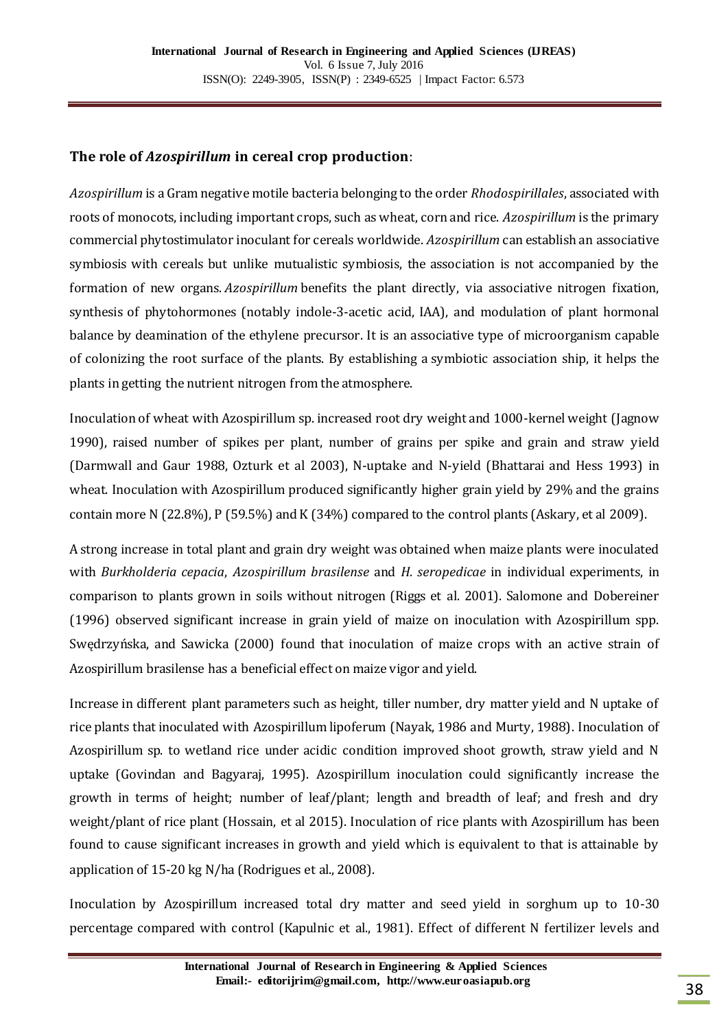## The role of *Azospirillum* in cereal crop production:

*Azospirillum* is a Gram negative motile bacteria belonging to the order *Rhodospirillales*, associated with roots of monocots, including important crops, such as wheat, corn and rice. *Azospirillum* is the primary commercial phytostimulator inoculant for cereals worldwide. *Azospirillum* can establish an associative symbiosis with cereals but unlike mutualistic symbiosis, the association is not accompanied by the formation of new organs. *Azospirillum* benefits the plant directly, via associative nitrogen fixation, synthesis of phytohormones (notably indole-3-acetic acid, IAA), and modulation of plant hormonal balance by deamination of the ethylene precursor. It is an associative type of microorganism capable of colonizing the root surface of the plants. By establishing a symbiotic association ship, it helps the plants in getting the nutrient nitrogen from the atmosphere.

Inoculation of wheat with Azospirillum sp. increased root dry weight and 1000-kernel weight (Jagnow 1990), raised number of spikes per plant, number of grains per spike and grain and straw yield (Darmwall and Gaur 1988, Ozturk et al 2003), N-uptake and N-yield (Bhattarai and Hess 1993) in wheat. Inoculation with Azospirillum produced significantly higher grain yield by 29% and the grains contain more N (22.8%), P (59.5%) and K (34%) compared to the control plants (Askary, et al 2009).

A strong increase in total plant and grain dry weight was obtained when maize plants were inoculated with *Burkholderia cepacia*, *Azospirillum brasilense* and *H. seropedicae* in individual experiments, in comparison to plants grown in soils without nitrogen (Riggs et al. 2001). Salomone and Dobereiner (1996) observed significant increase in grain yield of maize on inoculation with Azospirillum spp. Swędrzyńska, and Sawicka (2000) found that inoculation of maize crops with an active strain of Azospirillum brasilense has a beneficial effect on maize vigor and yield.

Increase in different plant parameters such as height, tiller number, dry matter yield and N uptake of rice plants that inoculated with Azospirillum lipoferum (Nayak, 1986 and Murty, 1988). Inoculation of Azospirillum sp. to wetland rice under acidic condition improved shoot growth, straw yield and N uptake (Govindan and Bagyaraj, 1995). Azospirillum inoculation could significantly increase the growth in terms of height; number of leaf/plant; length and breadth of leaf; and fresh and dry weight/plant of rice plant (Hossain, et al 2015). Inoculation of rice plants with Azospirillum has been found to cause significant increases in growth and yield which is equivalent to that is attainable by application of 15-20 kg N/ha (Rodrigues et al., 2008).

Inoculation by Azospirillum increased total dry matter and seed yield in sorghum up to 10-30 percentage compared with control (Kapulnic et al., 1981). Effect of different N fertilizer levels and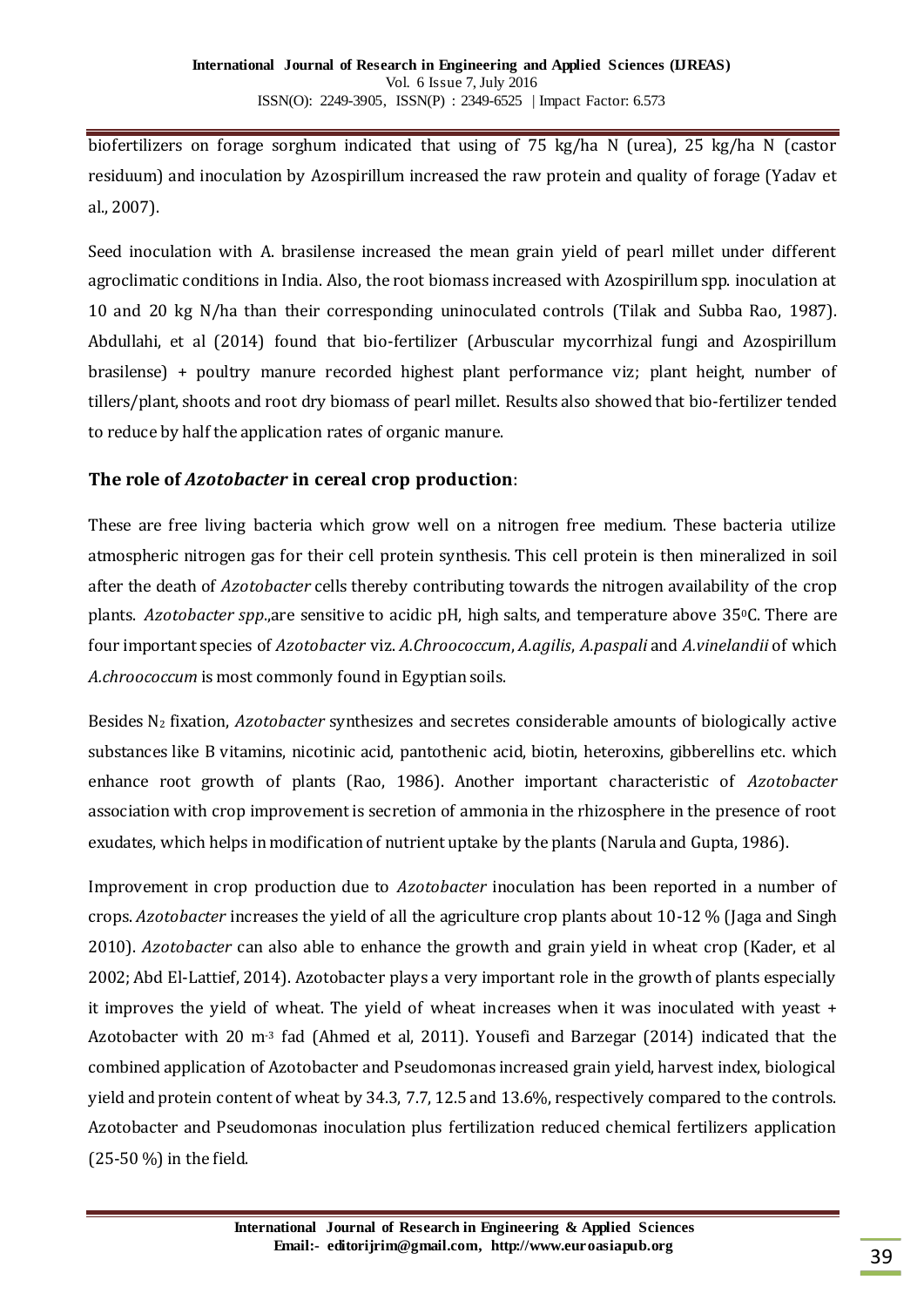biofertilizers on forage sorghum indicated that using of 75 kg/ha N (urea), 25 kg/ha N (castor residuum) and inoculation by Azospirillum increased the raw protein and quality of forage (Yadav et al., 2007).

Seed inoculation with A. brasilense increased the mean grain yield of pearl millet under different agroclimatic conditions in India. Also, the root biomass increased with Azospirillum spp. inoculation at 10 and 20 kg N/ha than their corresponding uninoculated controls (Tilak and Subba Rao, 1987). Abdullahi, et al (2014) found that bio-fertilizer (Arbuscular mycorrhizal fungi and Azospirillum brasilense) + poultry manure recorded highest plant performance viz; plant height, number of tillers/plant, shoots and root dry biomass of pearl millet. Results also showed that bio-fertilizer tended to reduce by half the application rates of organic manure.

### The role of *Azotobacter* in cereal crop production:

These are free living bacteria which grow well on a nitrogen free medium. These bacteria utilize atmospheric nitrogen gas for their cell protein synthesis. This cell protein is then mineralized in soil after the death of *Azotobacter* cells thereby contributing towards the nitrogen availability of the crop plants. *Azotobacter spp*.,are sensitive to acidic pH, high salts, and temperature above 35$^0$C. There are four important species of *Azotobacter* viz. *A.Chroococcum*, *A.agilis*, *A.paspali* and *A.vinelandii* of which *A.chroococcum* is most commonly found in Egyptian soils.

Besides $N_2$ fixation, *Azotobacter* synthesizes and secretes considerable amounts of biologically active substances like B vitamins, nicotinic acid, pantothenic acid, biotin, heteroxins, gibberellins etc. which enhance root growth of plants (Rao, 1986). Another important characteristic of *Azotobacter* association with crop improvement is secretion of ammonia in the rhizosphere in the presence of root exudates, which helps in modification of nutrient uptake by the plants (Narula and Gupta, 1986).

Improvement in crop production due to *Azotobacter* inoculation has been reported in a number of crops. *Azotobacter* increases the yield of all the agriculture crop plants about 10-12 % (Jaga and Singh 2010). *Azotobacter* can also able to enhance the growth and grain yield in wheat crop (Kader, et al 2002; Abd El-Lattief, 2014). Azotobacter plays a very important role in the growth of plants especially it improves the yield of wheat. The yield of wheat increases when it was inoculated with yeast + Azotobacter with 20 $m^{-3}$ fad (Ahmed et al, 2011). Yousefi and Barzegar (2014) indicated that the combined application of Azotobacter and Pseudomonas increased grain yield, harvest index, biological yield and protein content of wheat by 34.3, 7.7, 12.5 and 13.6%, respectively compared to the controls. Azotobacter and Pseudomonas inoculation plus fertilization reduced chemical fertilizers application (25-50 %) in the field.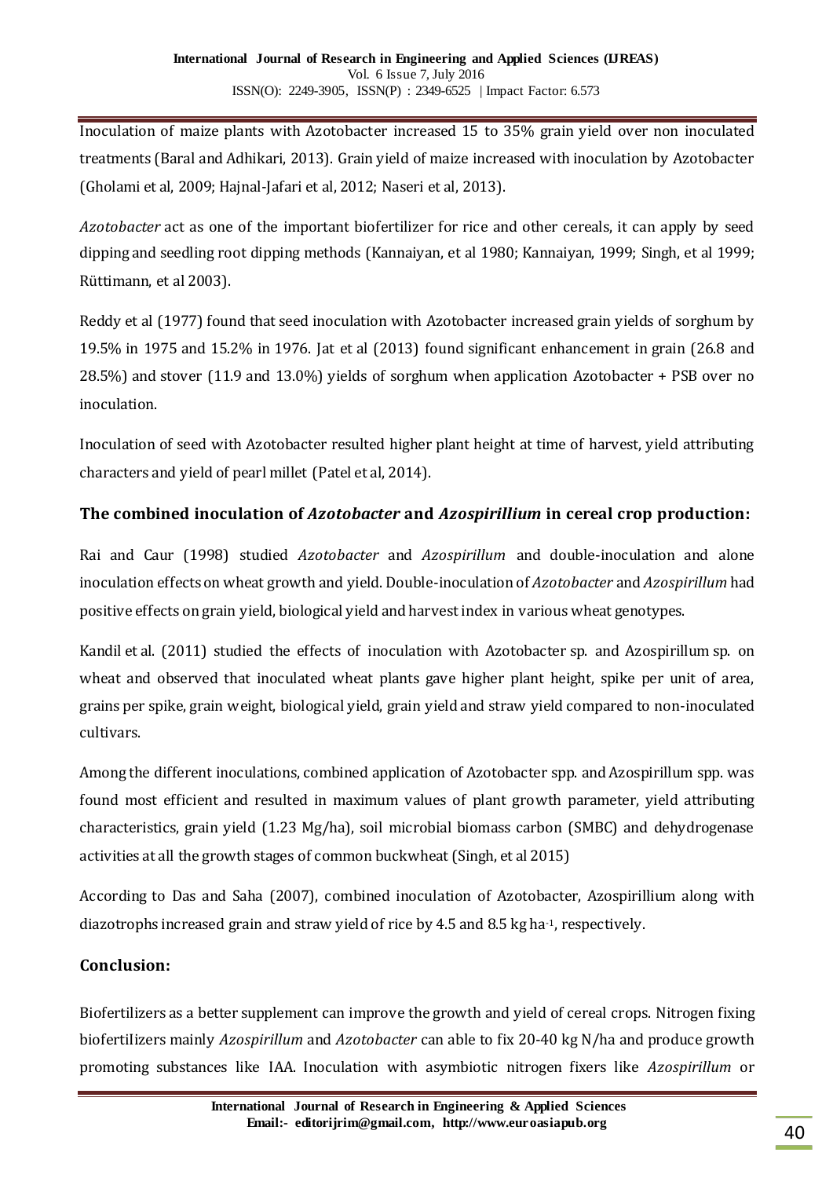Inoculation of maize plants with Azotobacter increased 15 to 35% grain yield over non inoculated treatments (Baral and Adhikari, 2013). Grain yield of maize increased with inoculation by Azotobacter (Gholami et al, 2009; Hajnal-Jafari et al, 2012; Naseri et al, 2013).

*Azotobacter* act as one of the important biofertilizer for rice and other cereals, it can apply by seed dipping and seedling root dipping methods (Kannaiyan, et al 1980; Kannaiyan, 1999; Singh, et al 1999; Rüttimann, et al 2003).

Reddy et al (1977) found that seed inoculation with Azotobacter increased grain yields of sorghum by 19.5% in 1975 and 15.2% in 1976. Jat et al (2013) found significant enhancement in grain (26.8 and 28.5%) and stover (11.9 and 13.0%) yields of sorghum when application Azotobacter + PSB over no inoculation.

Inoculation of seed with Azotobacter resulted higher plant height at time of harvest, yield attributing characters and yield of pearl millet (Patel et al, 2014).

## The combined inoculation of *Azotobacter* and *Azospirillium* in cereal crop production:

Rai and Caur (1998) studied *Azotobacter* and *Azospirillum* and double-inoculation and alone inoculation effects on wheat growth and yield. Double-inoculation of *Azotobacter* and *Azospirillum* had positive effects on grain yield, biological yield and harvest index in various wheat genotypes.

Kandil et al. (2011) studied the effects of inoculation with Azotobacter sp. and Azospirillum sp. on wheat and observed that inoculated wheat plants gave higher plant height, spike per unit of area, grains per spike, grain weight, biological yield, grain yield and straw yield compared to non-inoculated cultivars.

Among the different inoculations, combined application of Azotobacter spp. and Azospirillum spp. was found most efficient and resulted in maximum values of plant growth parameter, yield attributing characteristics, grain yield (1.23 Mg/ha), soil microbial biomass carbon (SMBC) and dehydrogenase activities at all the growth stages of common buckwheat (Singh, et al 2015)

According to Das and Saha (2007), combined inoculation of Azotobacter, Azospirillium along with diazotrophs increased grain and straw yield of rice by 4.5 and 8.5 kg ha$^{-1}$, respectively.

## Conclusion:

Biofertilizers as a better supplement can improve the growth and yield of cereal crops. Nitrogen fixing biofertilizers mainly *Azospirillum* and *Azotobacter* can able to fix 20-40 kg N/ha and produce growth promoting substances like IAA. Inoculation with asymbiotic nitrogen fixers like *Azospirillum* or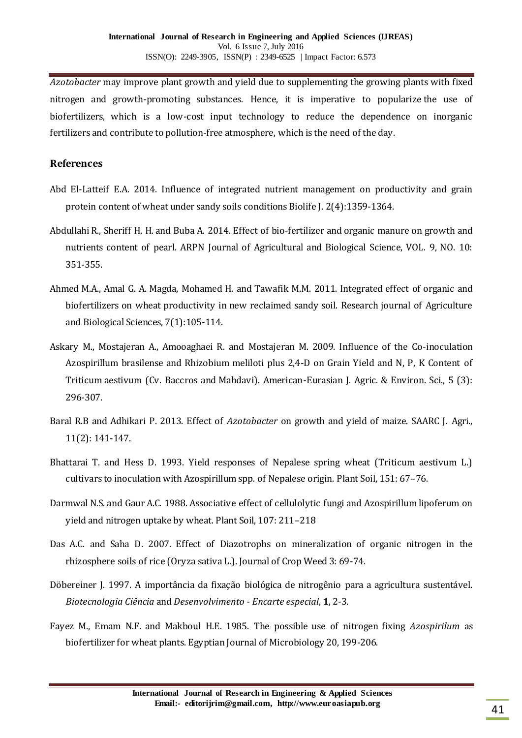*Azotobacter* may improve plant growth and yield due to supplementing the growing plants with fixed nitrogen and growth-promoting substances. Hence, it is imperative to popularize the use of biofertilizers, which is a low-cost input technology to reduce the dependence on inorganic fertilizers and contribute to pollution-free atmosphere, which is the need of the day.

## References

Abd El-Latteif E.A. 2014. Influence of integrated nutrient management on productivity and grain protein content of wheat under sandy soils conditions Biolife J. 2(4):1359-1364.

Abdullahi R., Sheriff H. H. and Buba A. 2014. Effect of bio-fertilizer and organic manure on growth and nutrients content of pearl. ARPN Journal of Agricultural and Biological Science, VOL. 9, NO. 10: 351-355.

Ahmed M.A., Amal G. A. Magda, Mohamed H. and Tawafik M.M. 2011. Integrated effect of organic and biofertilizers on wheat productivity in new reclaimed sandy soil. Research journal of Agriculture and Biological Sciences, 7(1):105-114.

Askary M., Mostajeran A., Amooaghaei R. and Mostajeran M. 2009. Influence of the Co-inoculation Azospirillum brasilense and Rhizobium meliloti plus 2,4-D on Grain Yield and N, P, K Content of Triticum aestivum (Cv. Baccros and Mahdavi). American-Eurasian J. Agric. & Environ. Sci., 5 (3): 296-307.

Baral R.B and Adhikari P. 2013. Effect of *Azotobacter* on growth and yield of maize. SAARC J. Agri., 11(2): 141-147.

Bhattarai T. and Hess D. 1993. Yield responses of Nepalese spring wheat (Triticum aestivum L.) cultivars to inoculation with Azospirillum spp. of Nepalese origin. Plant Soil, 151: 67–76.

Darmwal N.S. and Gaur A.C. 1988. Associative effect of cellulolytic fungi and Azospirillum lipoferum on yield and nitrogen uptake by wheat. Plant Soil, 107: 211–218

Das A.C. and Saha D. 2007. Effect of Diazotrophs on mineralization of organic nitrogen in the rhizosphere soils of rice (Oryza sativa L.). Journal of Crop Weed 3: 69-74.

Döbereiner J. 1997. A importância da fixação biológica de nitrogênio para a agricultura sustentável. *Biotecnologia Ciência* and *Desenvolvimento - Encarte especial*, **1**, 2-3.

Fayez M., Emam N.F. and Makboul H.E. 1985. The possible use of nitrogen fixing *Azospirilum* as biofertilizer for wheat plants. Egyptian Journal of Microbiology 20, 199-206.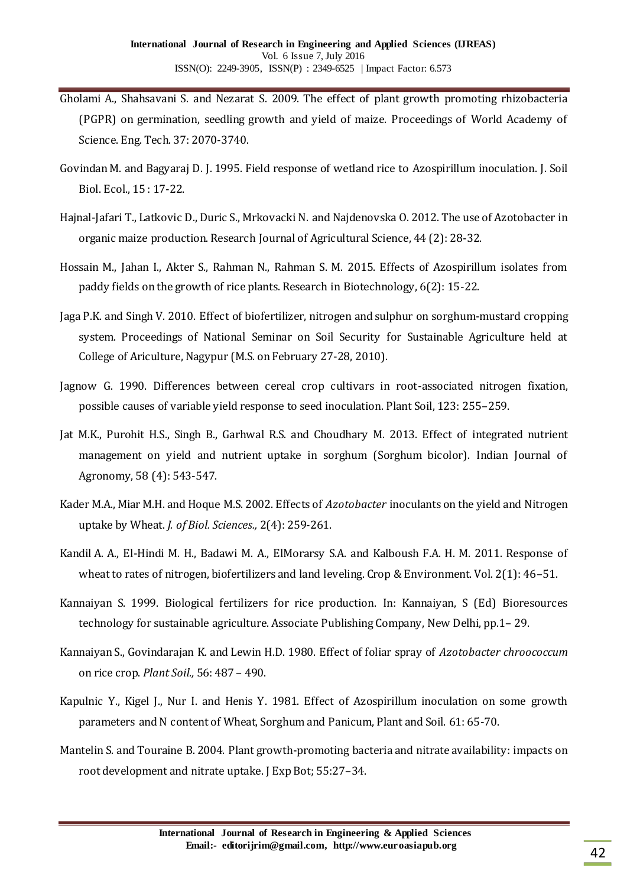Gholami A., Shahsavani S. and Nezarat S. 2009. The effect of plant growth promoting rhizobacteria (PGPR) on germination, seedling growth and yield of maize. Proceedings of World Academy of Science. Eng. Tech. 37: 2070-3740.

Govindan M. and Bagyaraj D. J. 1995. Field response of wetland rice to Azospirillum inoculation. J. Soil Biol. Ecol., 15 : 17-22.

Hajnal-Jafari T., Latkovic D., Duric S., Mrkovacki N. and Najdenovska O. 2012. The use of Azotobacter in organic maize production. Research Journal of Agricultural Science, 44 (2): 28-32.

Hossain M., Jahan I., Akter S., Rahman N., Rahman S. M. 2015. Effects of Azospirillum isolates from paddy fields on the growth of rice plants. Research in Biotechnology, 6(2): 15-22.

Jaga P.K. and Singh V. 2010. Effect of biofertilizer, nitrogen and sulphur on sorghum-mustard cropping system. Proceedings of National Seminar on Soil Security for Sustainable Agriculture held at College of Ariculture, Nagypur (M.S. on February 27-28, 2010).

Jagnow G. 1990. Differences between cereal crop cultivars in root-associated nitrogen fixation, possible causes of variable yield response to seed inoculation. Plant Soil, 123: 255–259.

Jat M.K., Purohit H.S., Singh B., Garhwal R.S. and Choudhary M. 2013. Effect of integrated nutrient management on yield and nutrient uptake in sorghum (Sorghum bicolor). Indian Journal of Agronomy, 58 (4): 543-547.

Kader M.A., Miar M.H. and Hoque M.S. 2002. Effects of *Azotobacter* inoculants on the yield and Nitrogen uptake by Wheat. *J. of Biol. Sciences.,* 2(4): 259-261.

Kandil A. A., El-Hindi M. H., Badawi M. A., ElMorarsy S.A. and Kalboush F.A. H. M. 2011. Response of wheat to rates of nitrogen, biofertilizers and land leveling. Crop & Environment. Vol. 2(1): 46–51.

Kannaiyan S. 1999. Biological fertilizers for rice production. In: Kannaiyan, S (Ed) Bioresources technology for sustainable agriculture. Associate Publishing Company, New Delhi, pp.1– 29.

Kannaiyan S., Govindarajan K. and Lewin H.D. 1980. Effect of foliar spray of *Azotobacter chroococcum* on rice crop. *Plant Soil.,* 56: 487 – 490.

Kapulnic Y., Kigel J., Nur I. and Henis Y. 1981. Effect of Azospirillum inoculation on some growth parameters and N content of Wheat, Sorghum and Panicum, Plant and Soil. 61: 65-70.

Mantelin S. and Touraine B. 2004. Plant growth-promoting bacteria and nitrate availability: impacts on root development and nitrate uptake. J Exp Bot; 55:27–34.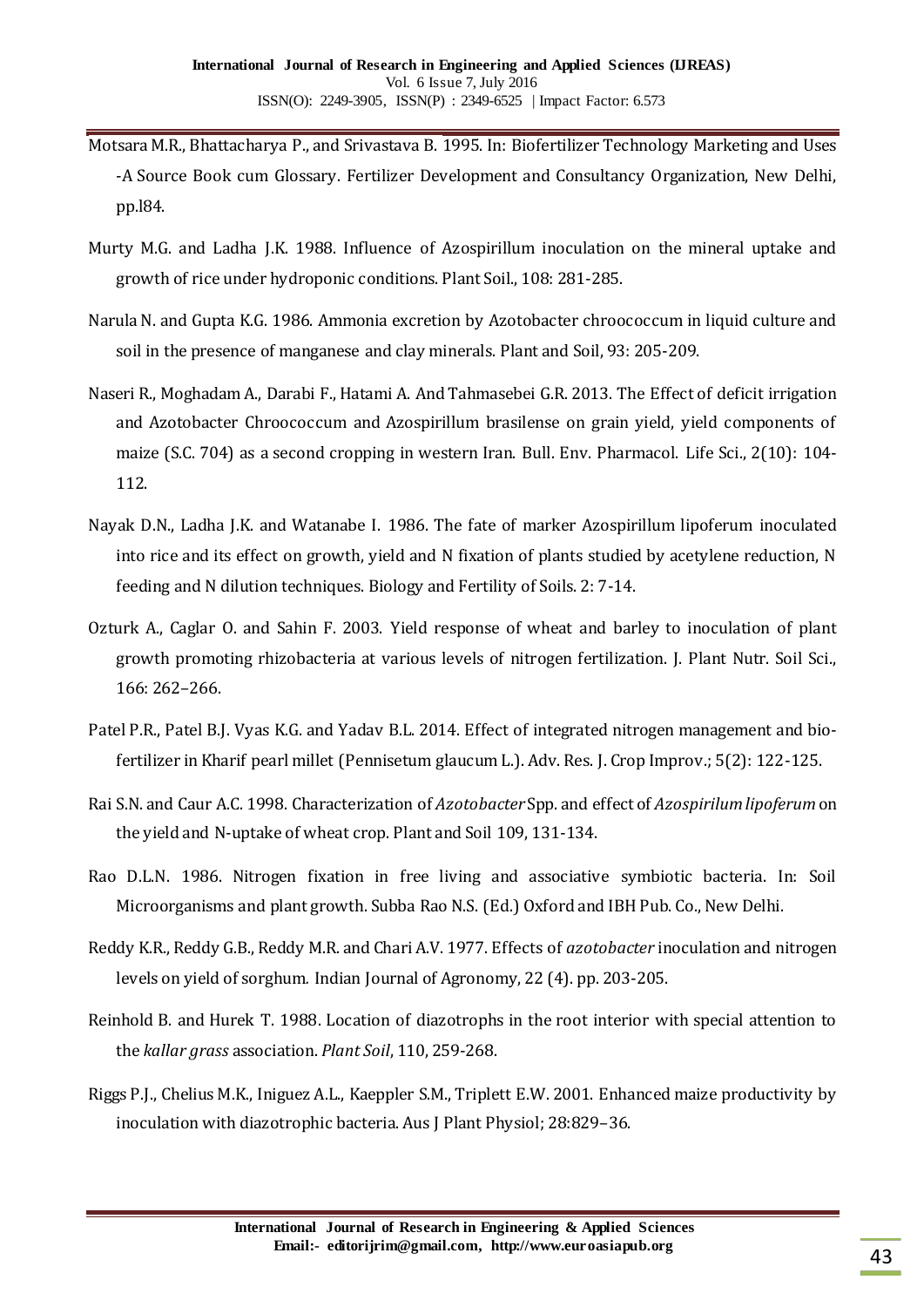Motsara M.R., Bhattacharya P., and Srivastava B. 1995. In: Biofertilizer Technology Marketing and Uses -A Source Book cum Glossary. Fertilizer Development and Consultancy Organization, New Delhi, pp.l84.

Murty M.G. and Ladha J.K. 1988. Influence of Azospirillum inoculation on the mineral uptake and growth of rice under hydroponic conditions. Plant Soil., 108: 281-285.

Narula N. and Gupta K.G. 1986. Ammonia excretion by Azotobacter chroococcum in liquid culture and soil in the presence of manganese and clay minerals. Plant and Soil, 93: 205-209.

Naseri R., Moghadam A., Darabi F., Hatami A. And Tahmasebei G.R. 2013. The Effect of deficit irrigation and Azotobacter Chroococcum and Azospirillum brasilense on grain yield, yield components of maize (S.C. 704) as a second cropping in western Iran. Bull. Env. Pharmacol. Life Sci., 2(10): 104-112.

Nayak D.N., Ladha J.K. and Watanabe I. 1986. The fate of marker Azospirillum lipoferum inoculated into rice and its effect on growth, yield and N fixation of plants studied by acetylene reduction, N feeding and N dilution techniques. Biology and Fertility of Soils. 2: 7-14.

Ozturk A., Caglar O. and Sahin F. 2003. Yield response of wheat and barley to inoculation of plant growth promoting rhizobacteria at various levels of nitrogen fertilization. J. Plant Nutr. Soil Sci., 166: 262–266.

Patel P.R., Patel B.J. Vyas K.G. and Yadav B.L. 2014. Effect of integrated nitrogen management and bio-fertilizer in Kharif pearl millet (Pennisetum glaucum L.). Adv. Res. J. Crop Improv.; 5(2): 122-125.

Rai S.N. and Caur A.C. 1998. Characterization of *Azotobacter* Spp. and effect of *Azospirilum lipoferum* on the yield and N-uptake of wheat crop. Plant and Soil 109, 131-134.

Rao D.L.N. 1986. Nitrogen fixation in free living and associative symbiotic bacteria. In: Soil Microorganisms and plant growth. Subba Rao N.S. (Ed.) Oxford and IBH Pub. Co., New Delhi.

Reddy K.R., Reddy G.B., Reddy M.R. and Chari A.V. 1977. Effects of *azotobacter* inoculation and nitrogen levels on yield of sorghum. Indian Journal of Agronomy, 22 (4). pp. 203-205.

Reinhold B. and Hurek T. 1988. Location of diazotrophs in the root interior with special attention to the *kallar grass* association. *Plant Soil*, 110, 259-268.

Riggs P.J., Chelius M.K., Iniguez A.L., Kaeppler S.M., Triplett E.W. 2001. Enhanced maize productivity by inoculation with diazotrophic bacteria. Aus J Plant Physiol; 28:829–36.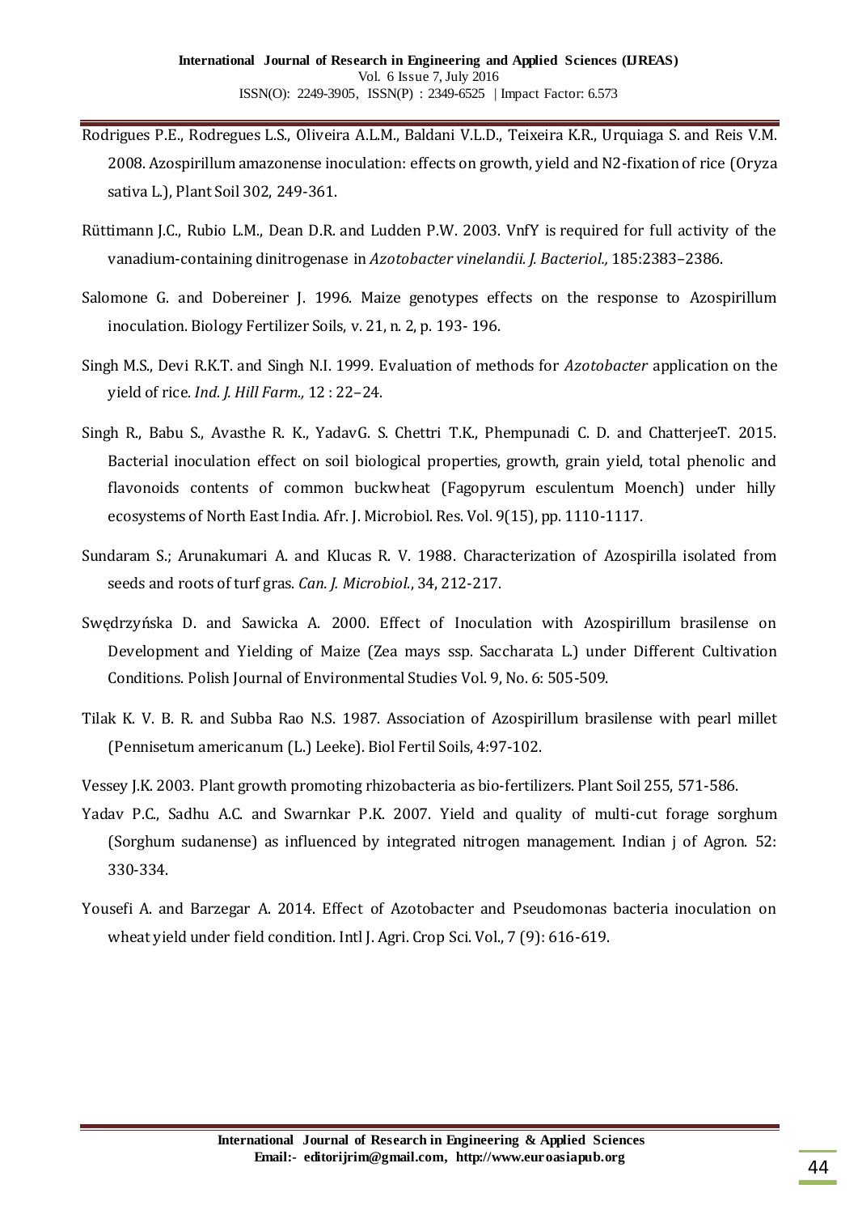Rodrigues P.E., Rodregues L.S., Oliveira A.L.M., Baldani V.L.D., Teixeira K.R., Urquiaga S. and Reis V.M. 2008. Azospirillum amazonense inoculation: effects on growth, yield and N2-fixation of rice (Oryza sativa L.), Plant Soil 302, 249-361.

Rüttimann J.C., Rubio L.M., Dean D.R. and Ludden P.W. 2003. VnfY is required for full activity of the vanadium-containing dinitrogenase in *Azotobacter vinelandii. J. Bacteriol.,* 185:2383–2386.

Salomone G. and Dobereiner J. 1996. Maize genotypes effects on the response to Azospirillum inoculation. Biology Fertilizer Soils, v. 21, n. 2, p. 193- 196.

Singh M.S., Devi R.K.T. and Singh N.I. 1999. Evaluation of methods for *Azotobacter* application on the yield of rice. *Ind. J. Hill Farm.,* 12 : 22–24.

Singh R., Babu S., Avasthe R. K., YadavG. S. Chettri T.K., Phempunadi C. D. and ChatterjeeT. 2015. Bacterial inoculation effect on soil biological properties, growth, grain yield, total phenolic and flavonoids contents of common buckwheat (Fagopyrum esculentum Moench) under hilly ecosystems of North East India. Afr. J. Microbiol. Res. Vol. 9(15), pp. 1110-1117.

Sundaram S.; Arunakumari A. and Klucas R. V. 1988. Characterization of Azospirilla isolated from seeds and roots of turf gras. *Can. J. Microbiol.*, 34, 212-217.

Swędrzyńska D. and Sawicka A. 2000. Effect of Inoculation with Azospirillum brasilense on Development and Yielding of Maize (Zea mays ssp. Saccharata L.) under Different Cultivation Conditions. Polish Journal of Environmental Studies Vol. 9, No. 6: 505-509.

Tilak K. V. B. R. and Subba Rao N.S. 1987. Association of Azospirillum brasilense with pearl millet (Pennisetum americanum (L.) Leeke). Biol Fertil Soils, 4:97-102.

Vessey J.K. 2003. Plant growth promoting rhizobacteria as bio-fertilizers. Plant Soil 255, 571-586.

Yadav P.C., Sadhu A.C. and Swarnkar P.K. 2007. Yield and quality of multi-cut forage sorghum (Sorghum sudanense) as influenced by integrated nitrogen management. Indian j of Agron. 52: 330-334.

Yousefi A. and Barzegar A. 2014. Effect of Azotobacter and Pseudomonas bacteria inoculation on wheat yield under field condition. Intl J. Agri. Crop Sci. Vol., 7 (9): 616-619.